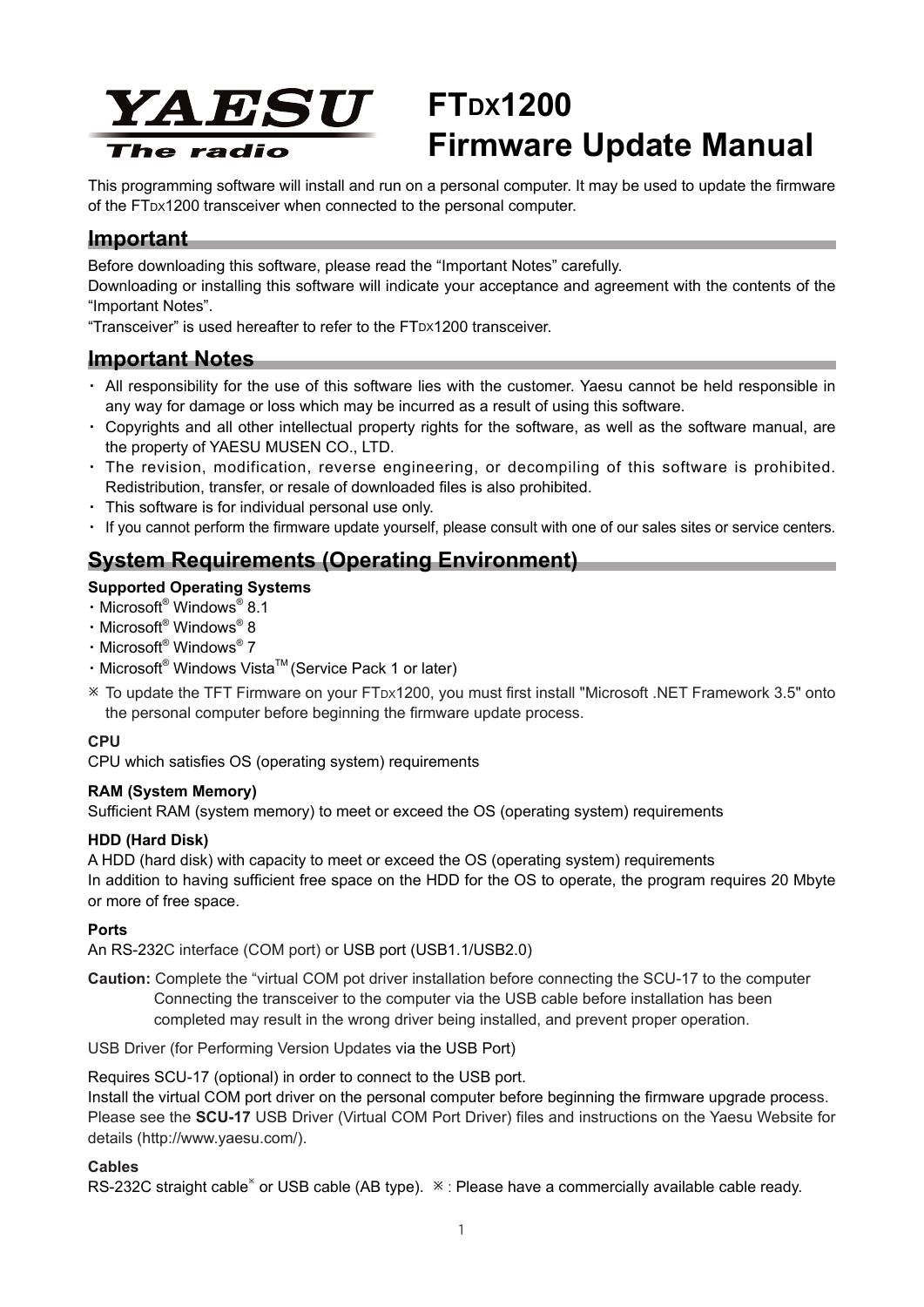# FTDX1200 Firmware Update Manual

YAESU The radio

This programming software will install and run on a personal computer. It may be used to update the firmware of the FTDX1200 transceiver when connected to the personal computer.

## Important

Before downloading this software, please read the "Important Notes" carefully.
Downloading or installing this software will indicate your acceptance and agreement with the contents of the "Important Notes".
"Transceiver" is used hereafter to refer to the FTDX1200 transceiver.

## Important Notes

- All responsibility for the use of this software lies with the customer. Yaesu cannot be held responsible in any way for damage or loss which may be incurred as a result of using this software.
- Copyrights and all other intellectual property rights for the software, as well as the software manual, are the property of YAESU MUSEN CO., LTD.
- The revision, modification, reverse engineering, or decompiling of this software is prohibited. Redistribution, transfer, or resale of downloaded files is also prohibited.
- This software is for individual personal use only.
- If you cannot perform the firmware update yourself, please consult with one of our sales sites or service centers.

## System Requirements (Operating Environment)

**Supported Operating Systems**

- Microsoft® Windows® 8.1
- Microsoft® Windows® 8
- Microsoft® Windows® 7
- Microsoft® Windows Vista™ (Service Pack 1 or later)

※ To update the TFT Firmware on your FTDX1200, you must first install "Microsoft .NET Framework 3.5" onto the personal computer before beginning the firmware update process.

**CPU**

CPU which satisfies OS (operating system) requirements

**RAM (System Memory)**

Sufficient RAM (system memory) to meet or exceed the OS (operating system) requirements

**HDD (Hard Disk)**

A HDD (hard disk) with capacity to meet or exceed the OS (operating system) requirements
In addition to having sufficient free space on the HDD for the OS to operate, the program requires 20 Mbyte or more of free space.

**Ports**

An RS-232C interface (COM port) or USB port (USB1.1/USB2.0)

**Caution:** Complete the "virtual COM pot driver installation before connecting the SCU-17 to the computer
Connecting the transceiver to the computer via the USB cable before installation has been completed may result in the wrong driver being installed, and prevent proper operation.

USB Driver (for Performing Version Updates via the USB Port)

Requires SCU-17 (optional) in order to connect to the USB port.
Install the virtual COM port driver on the personal computer before beginning the firmware upgrade process.
Please see the **SCU-17** USB Driver (Virtual COM Port Driver) files and instructions on the Yaesu Website for details (http://www.yaesu.com/).

**Cables**

RS-232C straight cable※ or USB cable (AB type). ※: Please have a commercially available cable ready.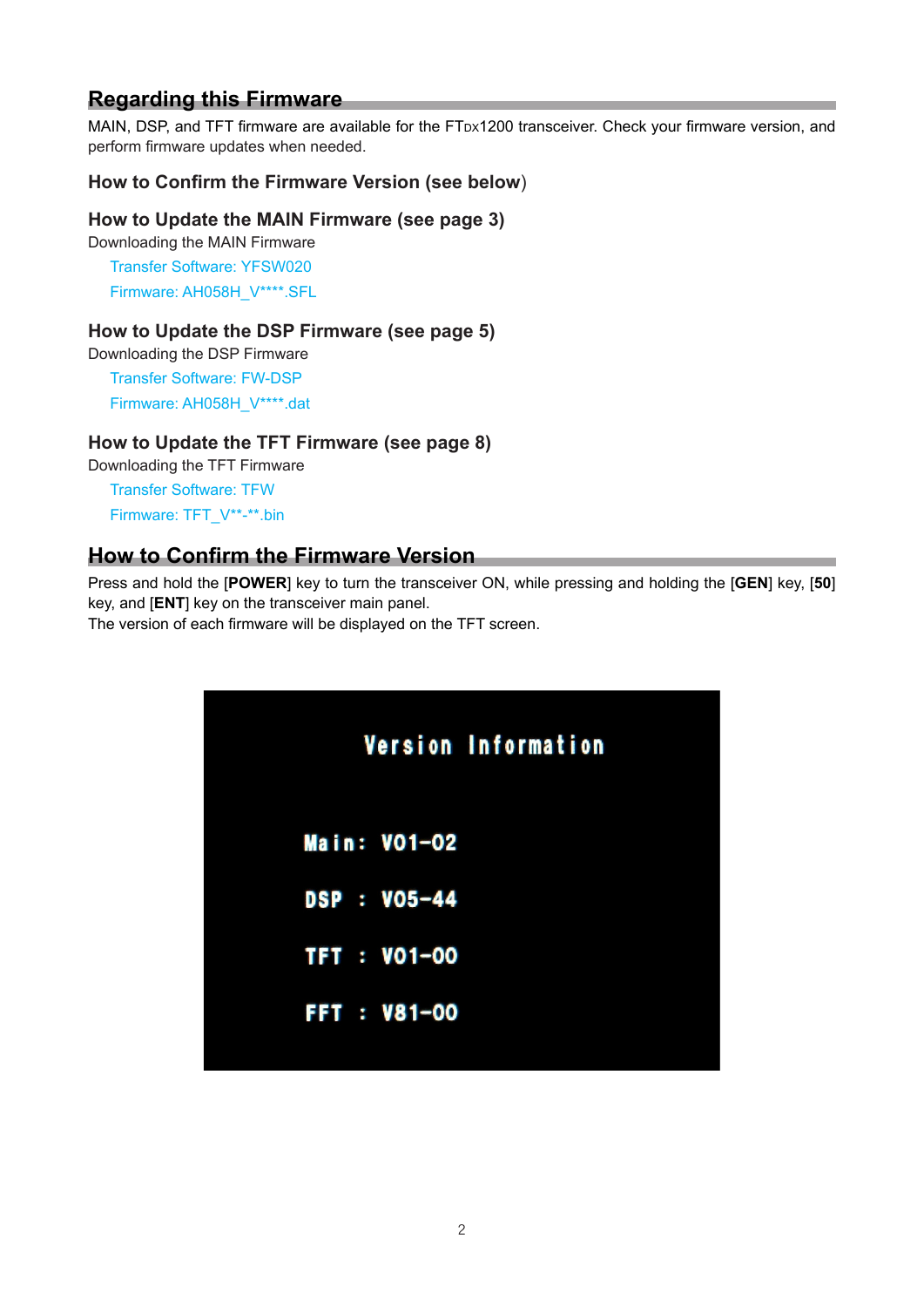## Regarding this Firmware

MAIN, DSP, and TFT firmware are available for the FTDX1200 transceiver. Check your firmware version, and perform firmware updates when needed.

### How to Confirm the Firmware Version (see below)

### How to Update the MAIN Firmware (see page 3)

Downloading the MAIN Firmware

Transfer Software: YFSW020

Firmware: AH058H_V****.SFL

### How to Update the DSP Firmware (see page 5)

Downloading the DSP Firmware

Transfer Software: FW-DSP

Firmware: AH058H_V****.dat

### How to Update the TFT Firmware (see page 8)

Downloading the TFT Firmware

Transfer Software: TFW

Firmware: TFT_V**-**.bin

## How to Confirm the Firmware Version

Press and hold the [**POWER**] key to turn the transceiver ON, while pressing and holding the [**GEN**] key, [**50**] key, and [**ENT**] key on the transceiver main panel.
The version of each firmware will be displayed on the TFT screen.

Version Information

Main: V01-02

DSP : V05-44

TFT : V01-00

FFT : V81-00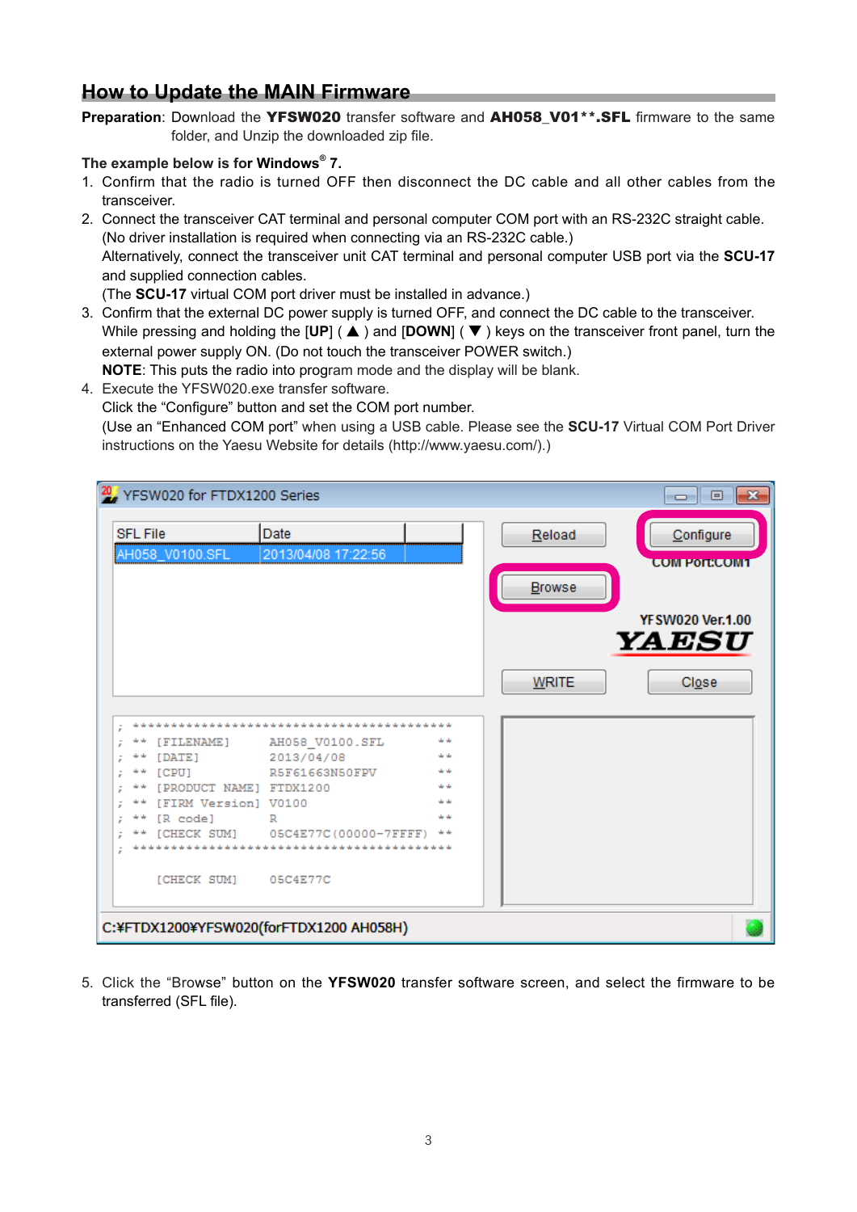## How to Update the MAIN Firmware

**Preparation**: Download the **YFSW020** transfer software and **AH058_V01**.SFL** firmware to the same folder, and Unzip the downloaded zip file.

**The example below is for Windows® 7.**

1. Confirm that the radio is turned OFF then disconnect the DC cable and all other cables from the transceiver.
2. Connect the transceiver CAT terminal and personal computer COM port with an RS-232C straight cable. (No driver installation is required when connecting via an RS-232C cable.)
   Alternatively, connect the transceiver unit CAT terminal and personal computer USB port via the **SCU-17** and supplied connection cables.
   (The **SCU-17** virtual COM port driver must be installed in advance.)
3. Confirm that the external DC power supply is turned OFF, and connect the DC cable to the transceiver.
   While pressing and holding the [**UP**] ( ▲ ) and [**DOWN**] ( ▼ ) keys on the transceiver front panel, turn the external power supply ON. (Do not touch the transceiver POWER switch.)
   **NOTE**: This puts the radio into program mode and the display will be blank.
4. Execute the YFSW020.exe transfer software.
   Click the "Configure" button and set the COM port number.
   (Use an "Enhanced COM port" when using a USB cable. Please see the **SCU-17** Virtual COM Port Driver instructions on the Yaesu Website for details (http://www.yaesu.com/).)

YFSW020 for FTDX1200 Series

| SFL File | Date |
|---|---|
| AH058_V0100.SFL | 2013/04/08 17:22:56 |

Reload | Configure | COM Port:COM1 | Browse | YFSW020 Ver.1.00 | YAESU | WRITE | Close

```
; ********************************************
; ** [FILENAME]      AH058_V0100.SFL         **
; ** [DATE]          2013/04/08              **
; ** [CPU]           R5F61663N50FPV          **
; ** [PRODUCT NAME]  FTDX1200                **
; ** [FIRM Version]  V0100                   **
; ** [R code]        R                       **
; ** [CHECK SUM]     05C4E77C(00000-7FFFF)   **
; ********************************************

    [CHECK SUM]     05C4E77C
```

C:¥FTDX1200¥YFSW020(forFTDX1200 AH058H)

5. Click the "Browse" button on the **YFSW020** transfer software screen, and select the firmware to be transferred (SFL file).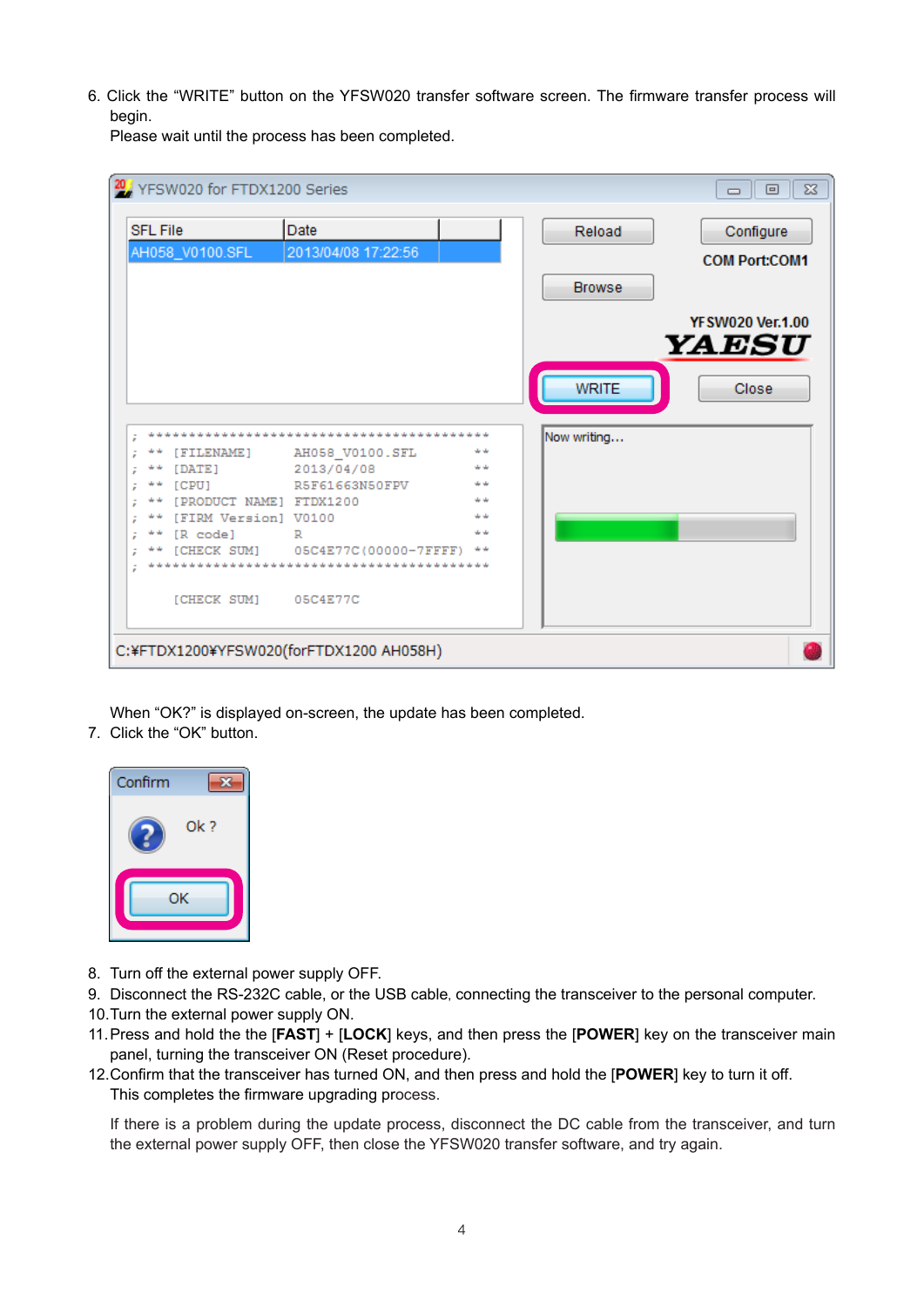6. Click the "WRITE" button on the YFSW020 transfer software screen. The firmware transfer process will begin.
   Please wait until the process has been completed.

   When "OK?" is displayed on-screen, the update has been completed.
7. Click the "OK" button.

8. Turn off the external power supply OFF.
9. Disconnect the RS-232C cable, or the USB cable, connecting the transceiver to the personal computer.
10. Turn the external power supply ON.
11. Press and hold the the [**FAST**] + [**LOCK**] keys, and then press the [**POWER**] key on the transceiver main panel, turning the transceiver ON (Reset procedure).
12. Confirm that the transceiver has turned ON, and then press and hold the [**POWER**] key to turn it off.
    This completes the firmware upgrading process.

    If there is a problem during the update process, disconnect the DC cable from the transceiver, and turn the external power supply OFF, then close the YFSW020 transfer software, and try again.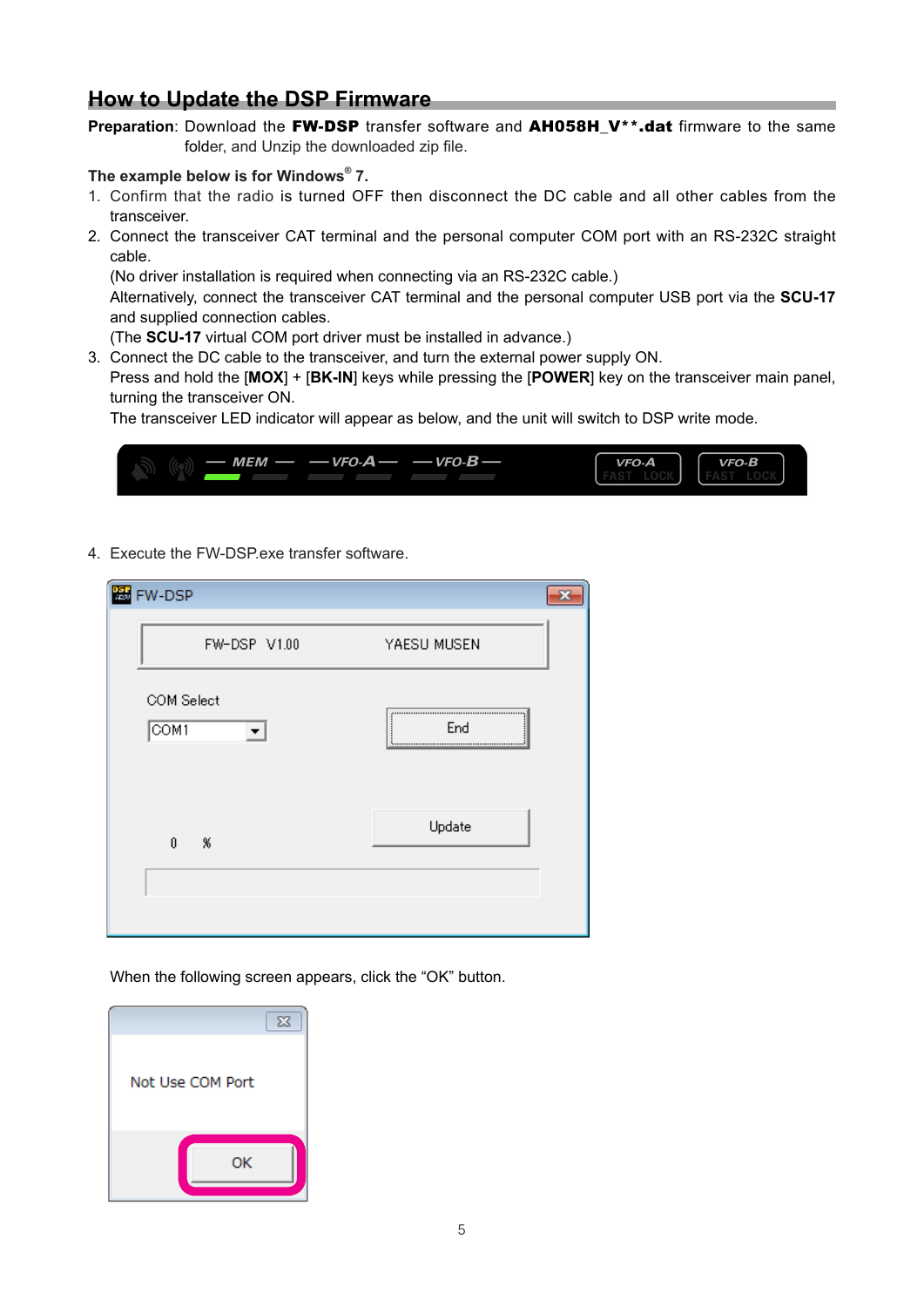## How to Update the DSP Firmware

**Preparation**: Download the **FW-DSP** transfer software and **AH058H_V**.dat** firmware to the same folder, and Unzip the downloaded zip file.

**The example below is for Windows® 7.**

1. Confirm that the radio is turned OFF then disconnect the DC cable and all other cables from the transceiver.
2. Connect the transceiver CAT terminal and the personal computer COM port with an RS-232C straight cable.
   (No driver installation is required when connecting via an RS-232C cable.)
   Alternatively, connect the transceiver CAT terminal and the personal computer USB port via the **SCU-17** and supplied connection cables.
   (The **SCU-17** virtual COM port driver must be installed in advance.)
3. Connect the DC cable to the transceiver, and turn the external power supply ON.
   Press and hold the [**MOX**] + [**BK-IN**] keys while pressing the [**POWER**] key on the transceiver main panel, turning the transceiver ON.
   The transceiver LED indicator will appear as below, and the unit will switch to DSP write mode.
4. Execute the FW-DSP.exe transfer software.

   When the following screen appears, click the “OK” button.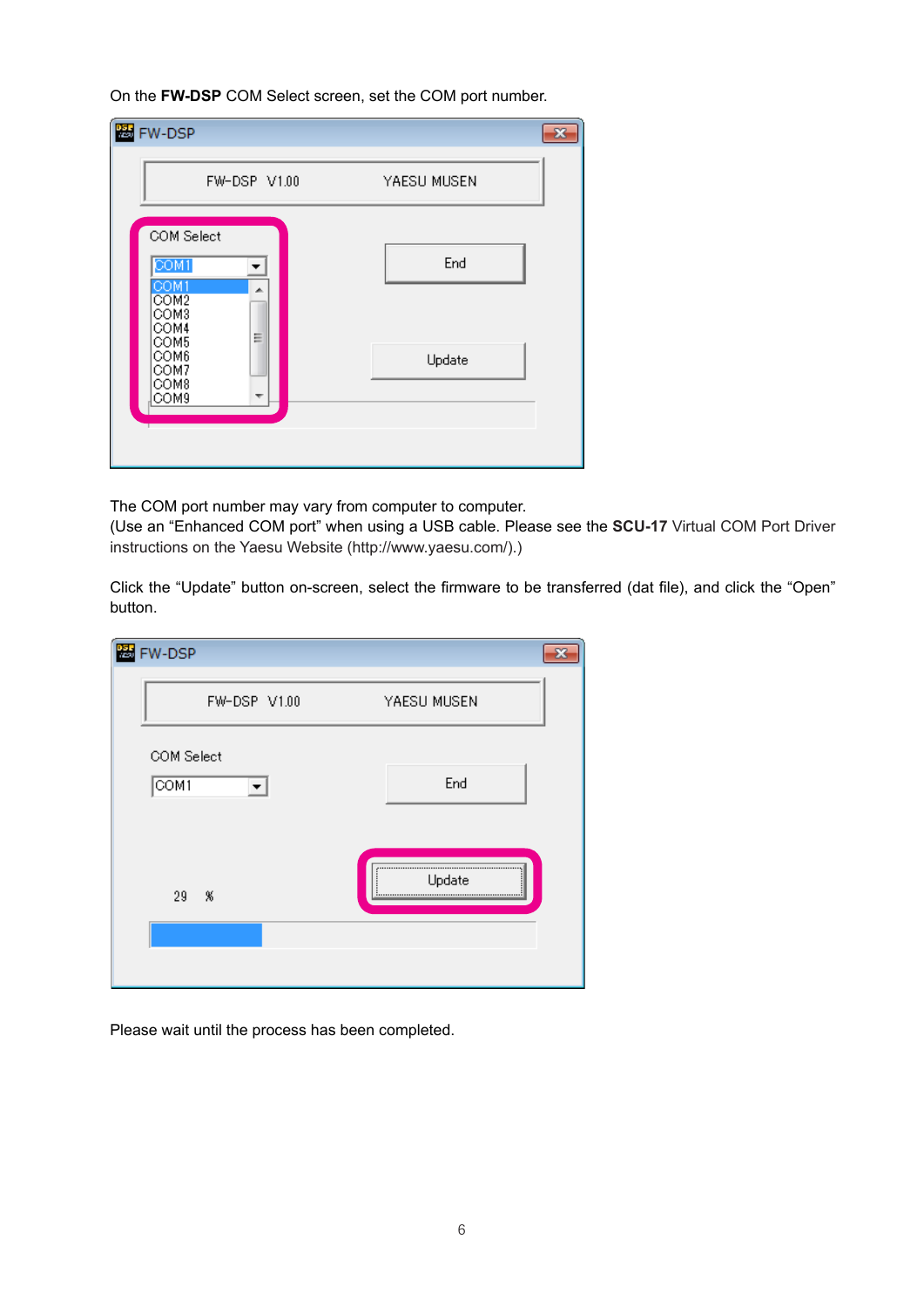On the **FW-DSP** COM Select screen, set the COM port number.

The COM port number may vary from computer to computer.
(Use an "Enhanced COM port" when using a USB cable. Please see the **SCU-17** Virtual COM Port Driver instructions on the Yaesu Website (http://www.yaesu.com/).)

Click the "Update" button on-screen, select the firmware to be transferred (dat file), and click the "Open" button.

Please wait until the process has been completed.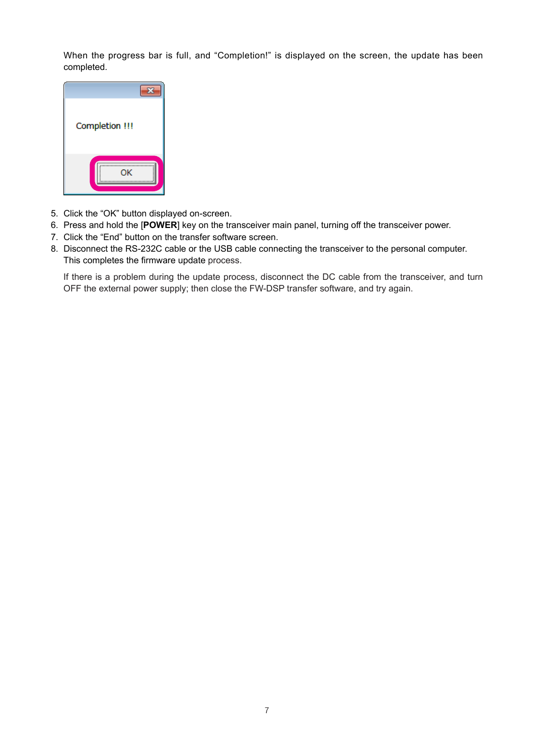When the progress bar is full, and "Completion!" is displayed on the screen, the update has been completed.

5. Click the "OK" button displayed on-screen.
6. Press and hold the [**POWER**] key on the transceiver main panel, turning off the transceiver power.
7. Click the "End" button on the transfer software screen.
8. Disconnect the RS-232C cable or the USB cable connecting the transceiver to the personal computer. This completes the firmware update process.

   If there is a problem during the update process, disconnect the DC cable from the transceiver, and turn OFF the external power supply; then close the FW-DSP transfer software, and try again.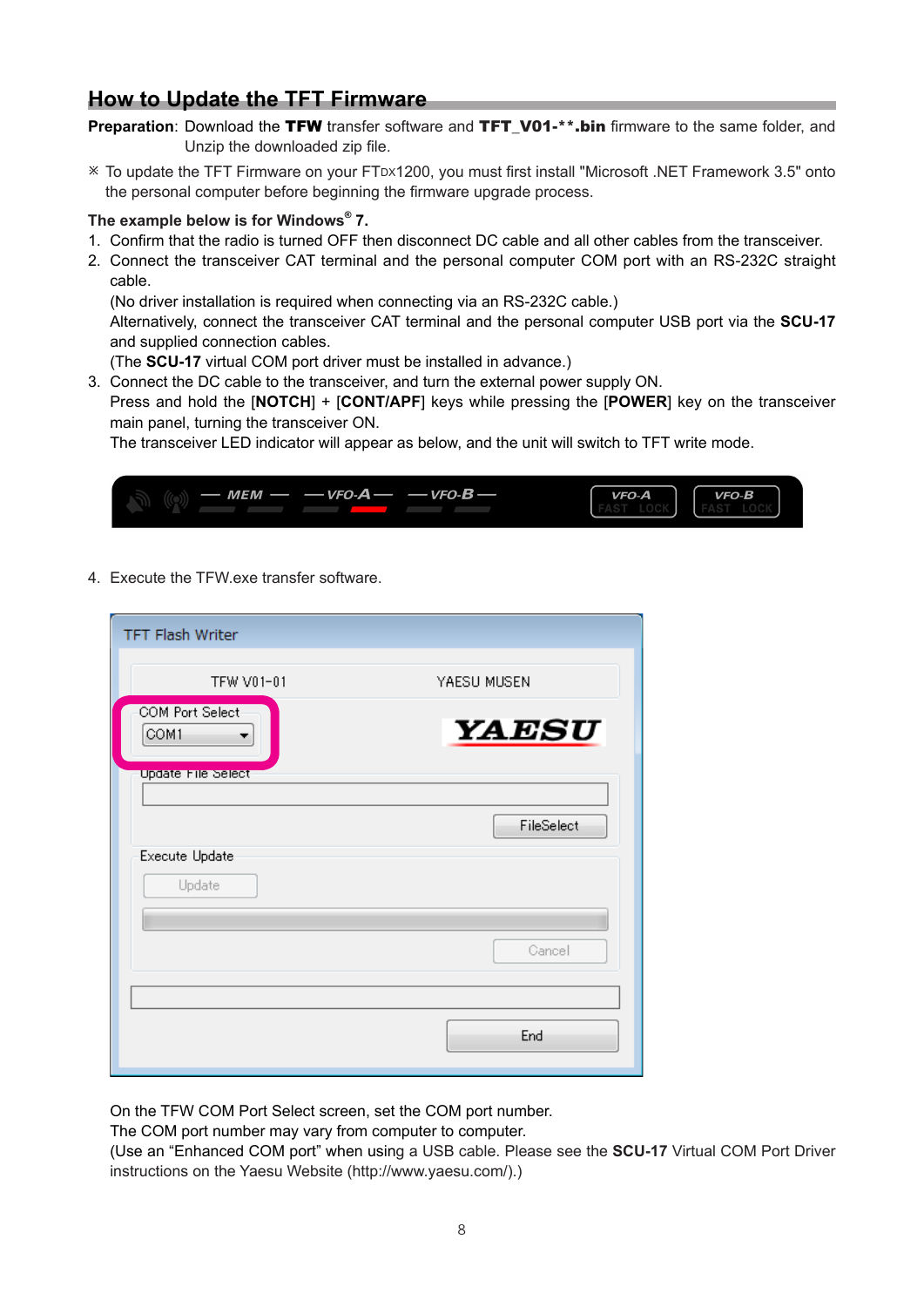## How to Update the TFT Firmware

**Preparation**: Download the **TFW** transfer software and **TFT_V01-**.bin** firmware to the same folder, and Unzip the downloaded zip file.

※ To update the TFT Firmware on your FTDX1200, you must first install "Microsoft .NET Framework 3.5" onto the personal computer before beginning the firmware upgrade process.

**The example below is for Windows® 7.**

1. Confirm that the radio is turned OFF then disconnect DC cable and all other cables from the transceiver.
2. Connect the transceiver CAT terminal and the personal computer COM port with an RS-232C straight cable.
   (No driver installation is required when connecting via an RS-232C cable.)
   Alternatively, connect the transceiver CAT terminal and the personal computer USB port via the **SCU-17** and supplied connection cables.
   (The **SCU-17** virtual COM port driver must be installed in advance.)
3. Connect the DC cable to the transceiver, and turn the external power supply ON.
   Press and hold the [**NOTCH**] + [**CONT/APF**] keys while pressing the [**POWER**] key on the transceiver main panel, turning the transceiver ON.
   The transceiver LED indicator will appear as below, and the unit will switch to TFT write mode.

4. Execute the TFW.exe transfer software.

On the TFW COM Port Select screen, set the COM port number.
The COM port number may vary from computer to computer.
(Use an "Enhanced COM port" when using a USB cable. Please see the **SCU-17** Virtual COM Port Driver instructions on the Yaesu Website (http://www.yaesu.com/).)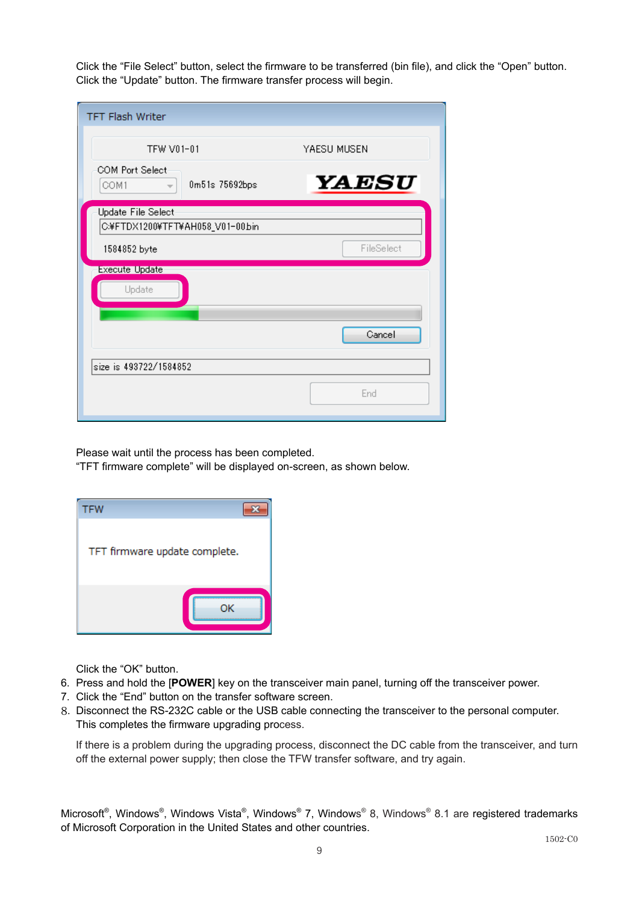Click the “File Select” button, select the firmware to be transferred (bin file), and click the “Open” button. Click the “Update” button. The firmware transfer process will begin.

TFT Flash Writer

TFW V01-01    YAESU MUSEN

COM Port Select

COM1    0m51s 75692bps

YAESU

Update File Select

C:¥FTDX1200¥TFT¥AH058_V01-00.bin

1584852 byte    FileSelect

Execute Update

Update

Cancel

size is 493722/1584852

End

Please wait until the process has been completed.
“TFT firmware complete” will be displayed on-screen, as shown below.

TFW

TFT firmware update complete.

OK

Click the “OK” button.

6. Press and hold the [**POWER**] key on the transceiver main panel, turning off the transceiver power.
7. Click the “End” button on the transfer software screen.
8. Disconnect the RS-232C cable or the USB cable connecting the transceiver to the personal computer. This completes the firmware upgrading process.

If there is a problem during the upgrading process, disconnect the DC cable from the transceiver, and turn off the external power supply; then close the TFW transfer software, and try again.

Microsoft®, Windows®, Windows Vista®, Windows® 7, Windows® 8, Windows® 8.1 are registered trademarks of Microsoft Corporation in the United States and other countries.

1502-C0